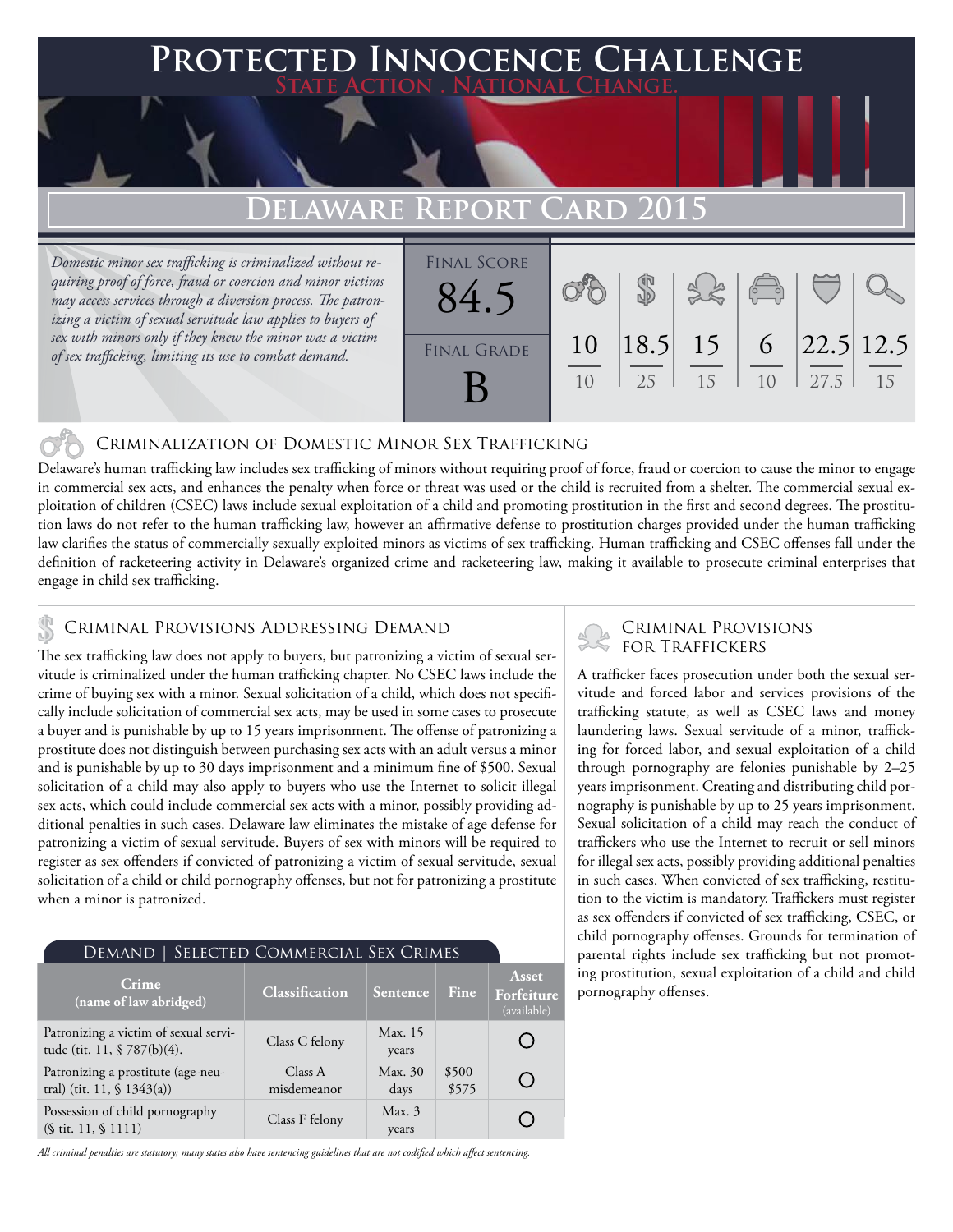# Protected Innocence Challenge

State Action . National Change.

## Delaware Report Card 2015

*Domestic minor sex trafficking is criminalized without requiring proof of force, fraud or coercion and minor victims may access services through a diversion process. The patronizing a victim of sexual servitude law applies to buyers of sex with minors only if they knew the minor was a victim of sex trafficking, limiting its use to combat demand.*

| Final Score | Criminalization | Demand | Traffickers | Facilitators | Protective Provisions | Investigation & Prosecution |
|---|---|---|---|---|---|---|
| 84.5 | 10/10 | 18.5/25 | 15/15 | 6/10 | 22.5/27.5 | 12.5/15 |

Final Grade: **B**

### Criminalization of Domestic Minor Sex Trafficking

Delaware's human trafficking law includes sex trafficking of minors without requiring proof of force, fraud or coercion to cause the minor to engage in commercial sex acts, and enhances the penalty when force or threat was used or the child is recruited from a shelter. The commercial sexual exploitation of children (CSEC) laws include sexual exploitation of a child and promoting prostitution in the first and second degrees. The prostitution laws do not refer to the human trafficking law, however an affirmative defense to prostitution charges provided under the human trafficking law clarifies the status of commercially sexually exploited minors as victims of sex trafficking. Human trafficking and CSEC offenses fall under the definition of racketeering activity in Delaware's organized crime and racketeering law, making it available to prosecute criminal enterprises that engage in child sex trafficking.

### Criminal Provisions Addressing Demand

The sex trafficking law does not apply to buyers, but patronizing a victim of sexual servitude is criminalized under the human trafficking chapter. No CSEC laws include the crime of buying sex with a minor. Sexual solicitation of a child, which does not specifically include solicitation of commercial sex acts, may be used in some cases to prosecute a buyer and is punishable by up to 15 years imprisonment. The offense of patronizing a prostitute does not distinguish between purchasing sex acts with an adult versus a minor and is punishable by up to 30 days imprisonment and a minimum fine of $500. Sexual solicitation of a child may also apply to buyers who use the Internet to solicit illegal sex acts, which could include commercial sex acts with a minor, possibly providing additional penalties in such cases. Delaware law eliminates the mistake of age defense for patronizing a victim of sexual servitude. Buyers of sex with minors will be required to register as sex offenders if convicted of patronizing a victim of sexual servitude, sexual solicitation of a child or child pornography offenses, but not for patronizing a prostitute when a minor is patronized.

#### Demand | Selected Commercial Sex Crimes

| Crime (name of law abridged) | Classification | Sentence | Fine | Asset Forfeiture (available) |
|---|---|---|---|---|
| Patronizing a victim of sexual servitude (tit. 11, § 787(b)(4). | Class C felony | Max. 15 years | | ○ |
| Patronizing a prostitute (age-neutral) (tit. 11, § 1343(a)) | Class A misdemeanor | Max. 30 days | $500–$575 | ○ |
| Possession of child pornography (§ tit. 11, § 1111) | Class F felony | Max. 3 years | | ○ |

*All criminal penalties are statutory; many states also have sentencing guidelines that are not codified which affect sentencing.*

### Criminal Provisions for Traffickers

A trafficker faces prosecution under both the sexual servitude and forced labor and services provisions of the trafficking statute, as well as CSEC laws and money laundering laws. Sexual servitude of a minor, trafficking for forced labor, and sexual exploitation of a child through pornography are felonies punishable by 2–25 years imprisonment. Creating and distributing child pornography is punishable by up to 25 years imprisonment. Sexual solicitation of a child may reach the conduct of traffickers who use the Internet to recruit or sell minors for illegal sex acts, possibly providing additional penalties in such cases. When convicted of sex trafficking, restitution to the victim is mandatory. Traffickers must register as sex offenders if convicted of sex trafficking, CSEC, or child pornography offenses. Grounds for termination of parental rights include sex trafficking but not promoting prostitution, sexual exploitation of a child and child pornography offenses.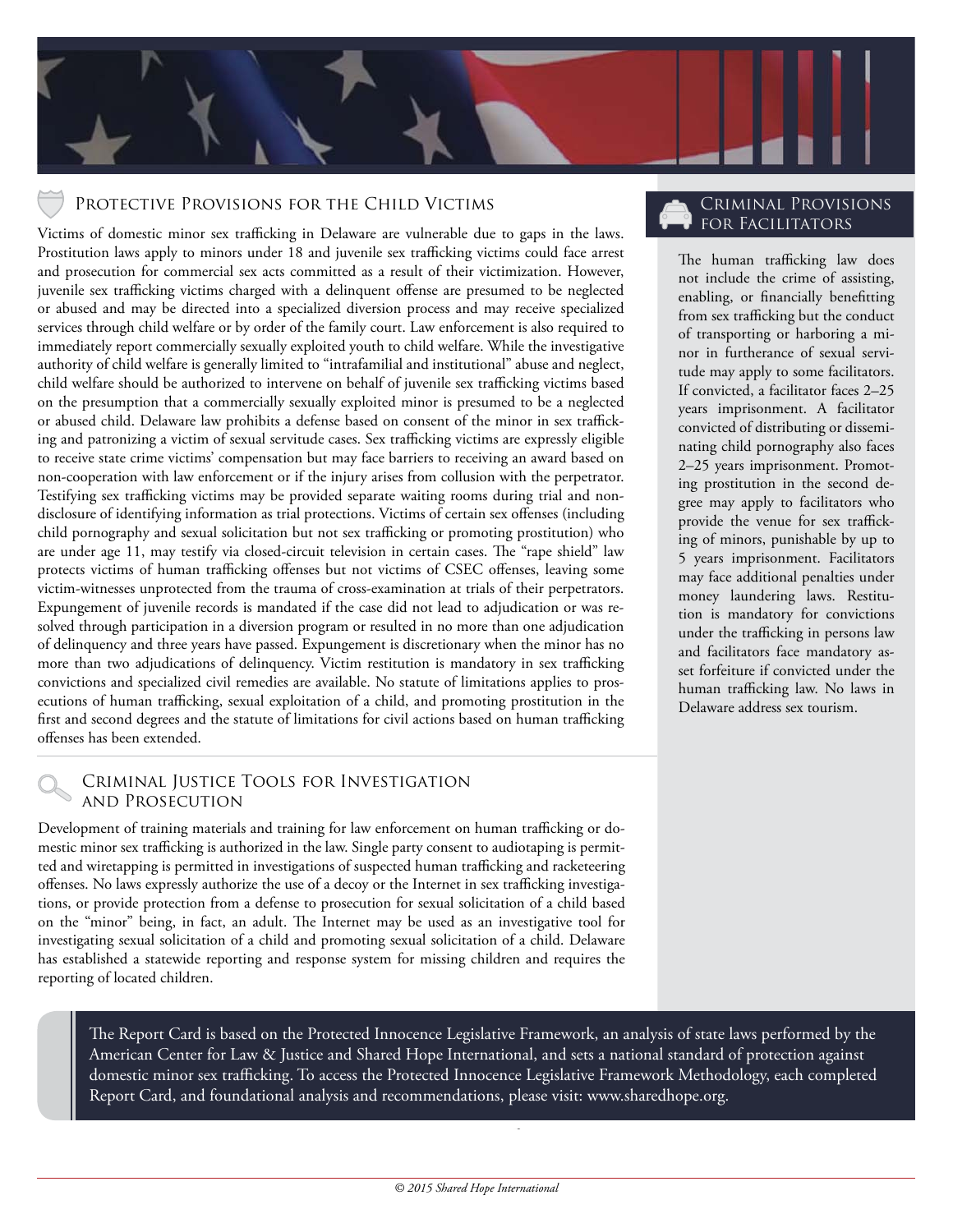## Protective Provisions for the Child Victims

Victims of domestic minor sex trafficking in Delaware are vulnerable due to gaps in the laws. Prostitution laws apply to minors under 18 and juvenile sex trafficking victims could face arrest and prosecution for commercial sex acts committed as a result of their victimization. However, juvenile sex trafficking victims charged with a delinquent offense are presumed to be neglected or abused and may be directed into a specialized diversion process and may receive specialized services through child welfare or by order of the family court. Law enforcement is also required to immediately report commercially sexually exploited youth to child welfare. While the investigative authority of child welfare is generally limited to "intrafamilial and institutional" abuse and neglect, child welfare should be authorized to intervene on behalf of juvenile sex trafficking victims based on the presumption that a commercially sexually exploited minor is presumed to be a neglected or abused child. Delaware law prohibits a defense based on consent of the minor in sex trafficking and patronizing a victim of sexual servitude cases. Sex trafficking victims are expressly eligible to receive state crime victims' compensation but may face barriers to receiving an award based on non-cooperation with law enforcement or if the injury arises from collusion with the perpetrator. Testifying sex trafficking victims may be provided separate waiting rooms during trial and non-disclosure of identifying information as trial protections. Victims of certain sex offenses (including child pornography and sexual solicitation but not sex trafficking or promoting prostitution) who are under age 11, may testify via closed-circuit television in certain cases. The "rape shield" law protects victims of human trafficking offenses but not victims of CSEC offenses, leaving some victim-witnesses unprotected from the trauma of cross-examination at trials of their perpetrators. Expungement of juvenile records is mandated if the case did not lead to adjudication or was resolved through participation in a diversion program or resulted in no more than one adjudication of delinquency and three years have passed. Expungement is discretionary when the minor has no more than two adjudications of delinquency. Victim restitution is mandatory in sex trafficking convictions and specialized civil remedies are available. No statute of limitations applies to prosecutions of human trafficking, sexual exploitation of a child, and promoting prostitution in the first and second degrees and the statute of limitations for civil actions based on human trafficking offenses has been extended.

## Criminal Justice Tools for Investigation and Prosecution

Development of training materials and training for law enforcement on human trafficking or domestic minor sex trafficking is authorized in the law. Single party consent to audiotaping is permitted and wiretapping is permitted in investigations of suspected human trafficking and racketeering offenses. No laws expressly authorize the use of a decoy or the Internet in sex trafficking investigations, or provide protection from a defense to prosecution for sexual solicitation of a child based on the "minor" being, in fact, an adult. The Internet may be used as an investigative tool for investigating sexual solicitation of a child and promoting sexual solicitation of a child. Delaware has established a statewide reporting and response system for missing children and requires the reporting of located children.

## Criminal Provisions for Facilitators

The human trafficking law does not include the crime of assisting, enabling, or financially benefitting from sex trafficking but the conduct of transporting or harboring a minor in furtherance of sexual servitude may apply to some facilitators. If convicted, a facilitator faces 2–25 years imprisonment. A facilitator convicted of distributing or disseminating child pornography also faces 2–25 years imprisonment. Promoting prostitution in the second degree may apply to facilitators who provide the venue for sex trafficking of minors, punishable by up to 5 years imprisonment. Facilitators may face additional penalties under money laundering laws. Restitution is mandatory for convictions under the trafficking in persons law and facilitators face mandatory asset forfeiture if convicted under the human trafficking law. No laws in Delaware address sex tourism.

The Report Card is based on the Protected Innocence Legislative Framework, an analysis of state laws performed by the American Center for Law & Justice and Shared Hope International, and sets a national standard of protection against domestic minor sex trafficking. To access the Protected Innocence Legislative Framework Methodology, each completed Report Card, and foundational analysis and recommendations, please visit: www.sharedhope.org.

*© 2015 Shared Hope International*